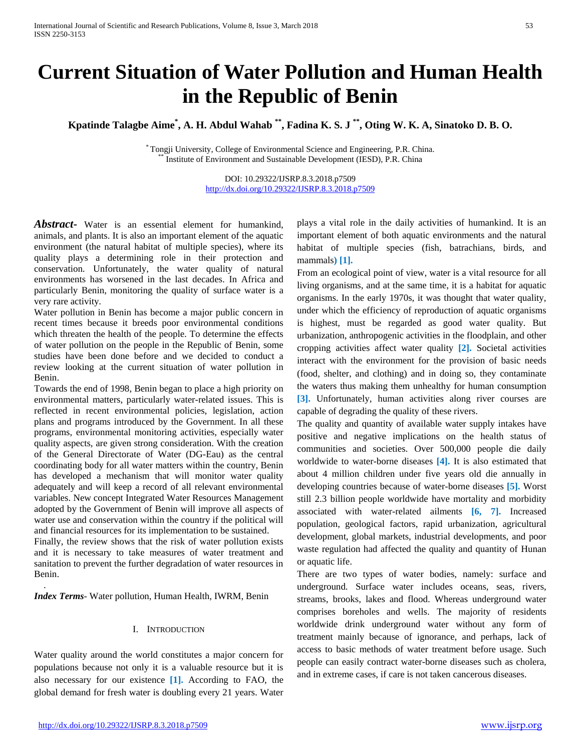# Current Situation of Water Pollution and Human Health in the Republic of Benin

**Kpatinde Talagbe Aime[*], A. H. Abdul Wahab [**], Fadina K. S. J [**], Oting W. K. A, Sinatoko D. B. O.**

[*] Tongji University, College of Environmental Science and Engineering, P.R. China.
[**] Institute of Environment and Sustainable Development (IESD), P.R. China

DOI: 10.29322/IJSRP.8.3.2018.p7509
http://dx.doi.org/10.29322/IJSRP.8.3.2018.p7509

***Abstract-*** Water is an essential element for humankind, animals, and plants. It is also an important element of the aquatic environment (the natural habitat of multiple species), where its quality plays a determining role in their protection and conservation. Unfortunately, the water quality of natural environments has worsened in the last decades. In Africa and particularly Benin, monitoring the quality of surface water is a very rare activity.

Water pollution in Benin has become a major public concern in recent times because it breeds poor environmental conditions which threaten the health of the people. To determine the effects of water pollution on the people in the Republic of Benin, some studies have been done before and we decided to conduct a review looking at the current situation of water pollution in Benin.

Towards the end of 1998, Benin began to place a high priority on environmental matters, particularly water-related issues. This is reflected in recent environmental policies, legislation, action plans and programs introduced by the Government. In all these programs, environmental monitoring activities, especially water quality aspects, are given strong consideration. With the creation of the General Directorate of Water (DG-Eau) as the central coordinating body for all water matters within the country, Benin has developed a mechanism that will monitor water quality adequately and will keep a record of all relevant environmental variables. New concept Integrated Water Resources Management adopted by the Government of Benin will improve all aspects of water use and conservation within the country if the political will and financial resources for its implementation to be sustained.

Finally, the review shows that the risk of water pollution exists and it is necessary to take measures of water treatment and sanitation to prevent the further degradation of water resources in Benin.

***Index Terms***- Water pollution, Human Health, IWRM, Benin

## I. Introduction

Water quality around the world constitutes a major concern for populations because not only it is a valuable resource but it is also necessary for our existence **[1].** According to FAO, the global demand for fresh water is doubling every 21 years. Water plays a vital role in the daily activities of humankind. It is an important element of both aquatic environments and the natural habitat of multiple species (fish, batrachians, birds, and mammals) **[1].**

From an ecological point of view, water is a vital resource for all living organisms, and at the same time, it is a habitat for aquatic organisms. In the early 1970s, it was thought that water quality, under which the efficiency of reproduction of aquatic organisms is highest, must be regarded as good water quality. But urbanization, anthropogenic activities in the floodplain, and other cropping activities affect water quality **[2].** Societal activities interact with the environment for the provision of basic needs (food, shelter, and clothing) and in doing so, they contaminate the waters thus making them unhealthy for human consumption **[3].** Unfortunately, human activities along river courses are capable of degrading the quality of these rivers.

The quality and quantity of available water supply intakes have positive and negative implications on the health status of communities and societies. Over 500,000 people die daily worldwide to water-borne diseases **[4].** It is also estimated that about 4 million children under five years old die annually in developing countries because of water-borne diseases **[5].** Worst still 2.3 billion people worldwide have mortality and morbidity associated with water-related ailments **[6, 7].** Increased population, geological factors, rapid urbanization, agricultural development, global markets, industrial developments, and poor waste regulation had affected the quality and quantity of Hunan or aquatic life.

There are two types of water bodies, namely: surface and underground. Surface water includes oceans, seas, rivers, streams, brooks, lakes and flood. Whereas underground water comprises boreholes and wells. The majority of residents worldwide drink underground water without any form of treatment mainly because of ignorance, and perhaps, lack of access to basic methods of water treatment before usage. Such people can easily contract water-borne diseases such as cholera, and in extreme cases, if care is not taken cancerous diseases.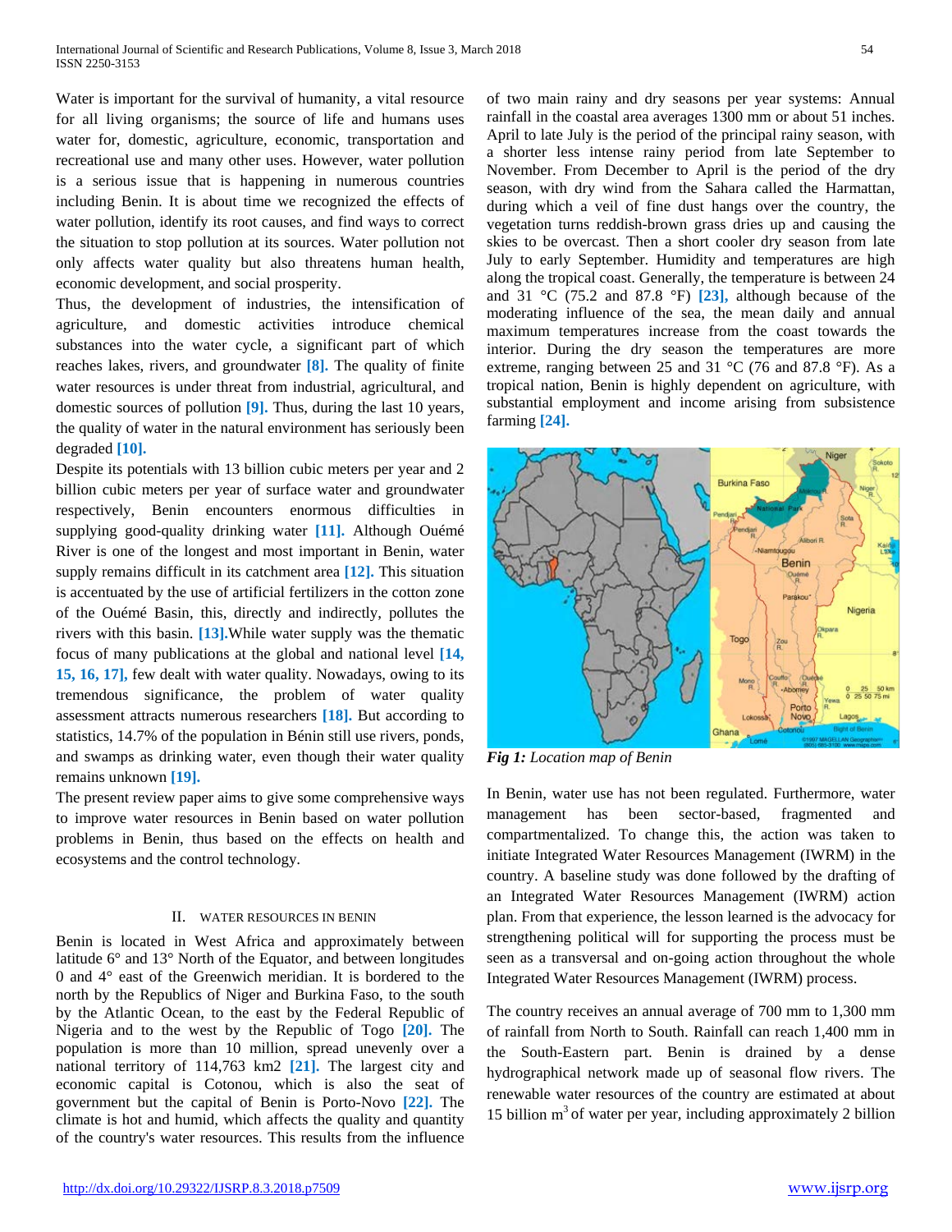Water is important for the survival of humanity, a vital resource for all living organisms; the source of life and humans uses water for, domestic, agriculture, economic, transportation and recreational use and many other uses. However, water pollution is a serious issue that is happening in numerous countries including Benin. It is about time we recognized the effects of water pollution, identify its root causes, and find ways to correct the situation to stop pollution at its sources. Water pollution not only affects water quality but also threatens human health, economic development, and social prosperity.

Thus, the development of industries, the intensification of agriculture, and domestic activities introduce chemical substances into the water cycle, a significant part of which reaches lakes, rivers, and groundwater [8]. The quality of finite water resources is under threat from industrial, agricultural, and domestic sources of pollution [9]. Thus, during the last 10 years, the quality of water in the natural environment has seriously been degraded [10].

Despite its potentials with 13 billion cubic meters per year and 2 billion cubic meters per year of surface water and groundwater respectively, Benin encounters enormous difficulties in supplying good-quality drinking water [11]. Although Ouémé River is one of the longest and most important in Benin, water supply remains difficult in its catchment area [12]. This situation is accentuated by the use of artificial fertilizers in the cotton zone of the Ouémé Basin, this, directly and indirectly, pollutes the rivers with this basin. [13].While water supply was the thematic focus of many publications at the global and national level [14, 15, 16, 17], few dealt with water quality. Nowadays, owing to its tremendous significance, the problem of water quality assessment attracts numerous researchers [18]. But according to statistics, 14.7% of the population in Bénin still use rivers, ponds, and swamps as drinking water, even though their water quality remains unknown [19].

The present review paper aims to give some comprehensive ways to improve water resources in Benin based on water pollution problems in Benin, thus based on the effects on health and ecosystems and the control technology.

## II. WATER RESOURCES IN BENIN

Benin is located in West Africa and approximately between latitude 6° and 13° North of the Equator, and between longitudes 0 and 4° east of the Greenwich meridian. It is bordered to the north by the Republics of Niger and Burkina Faso, to the south by the Atlantic Ocean, to the east by the Federal Republic of Nigeria and to the west by the Republic of Togo [20]. The population is more than 10 million, spread unevenly over a national territory of 114,763 km2 [21]. The largest city and economic capital is Cotonou, which is also the seat of government but the capital of Benin is Porto-Novo [22]. The climate is hot and humid, which affects the quality and quantity of the country's water resources. This results from the influence of two main rainy and dry seasons per year systems: Annual rainfall in the coastal area averages 1300 mm or about 51 inches. April to late July is the period of the principal rainy season, with a shorter less intense rainy period from late September to November. From December to April is the period of the dry season, with dry wind from the Sahara called the Harmattan, during which a veil of fine dust hangs over the country, the vegetation turns reddish-brown grass dries up and causing the skies to be overcast. Then a short cooler dry season from late July to early September. Humidity and temperatures are high along the tropical coast. Generally, the temperature is between 24 and 31 °C (75.2 and 87.8 °F) [23], although because of the moderating influence of the sea, the mean daily and annual maximum temperatures increase from the coast towards the interior. During the dry season the temperatures are more extreme, ranging between 25 and 31 °C (76 and 87.8 °F). As a tropical nation, Benin is highly dependent on agriculture, with substantial employment and income arising from subsistence farming [24].

*Fig 1: Location map of Benin*

In Benin, water use has not been regulated. Furthermore, water management has been sector-based, fragmented and compartmentalized. To change this, the action was taken to initiate Integrated Water Resources Management (IWRM) in the country. A baseline study was done followed by the drafting of an Integrated Water Resources Management (IWRM) action plan. From that experience, the lesson learned is the advocacy for strengthening political will for supporting the process must be seen as a transversal and on-going action throughout the whole Integrated Water Resources Management (IWRM) process.

The country receives an annual average of 700 mm to 1,300 mm of rainfall from North to South. Rainfall can reach 1,400 mm in the South-Eastern part. Benin is drained by a dense hydrographical network made up of seasonal flow rivers. The renewable water resources of the country are estimated at about 15 billion $m^3$ of water per year, including approximately 2 billion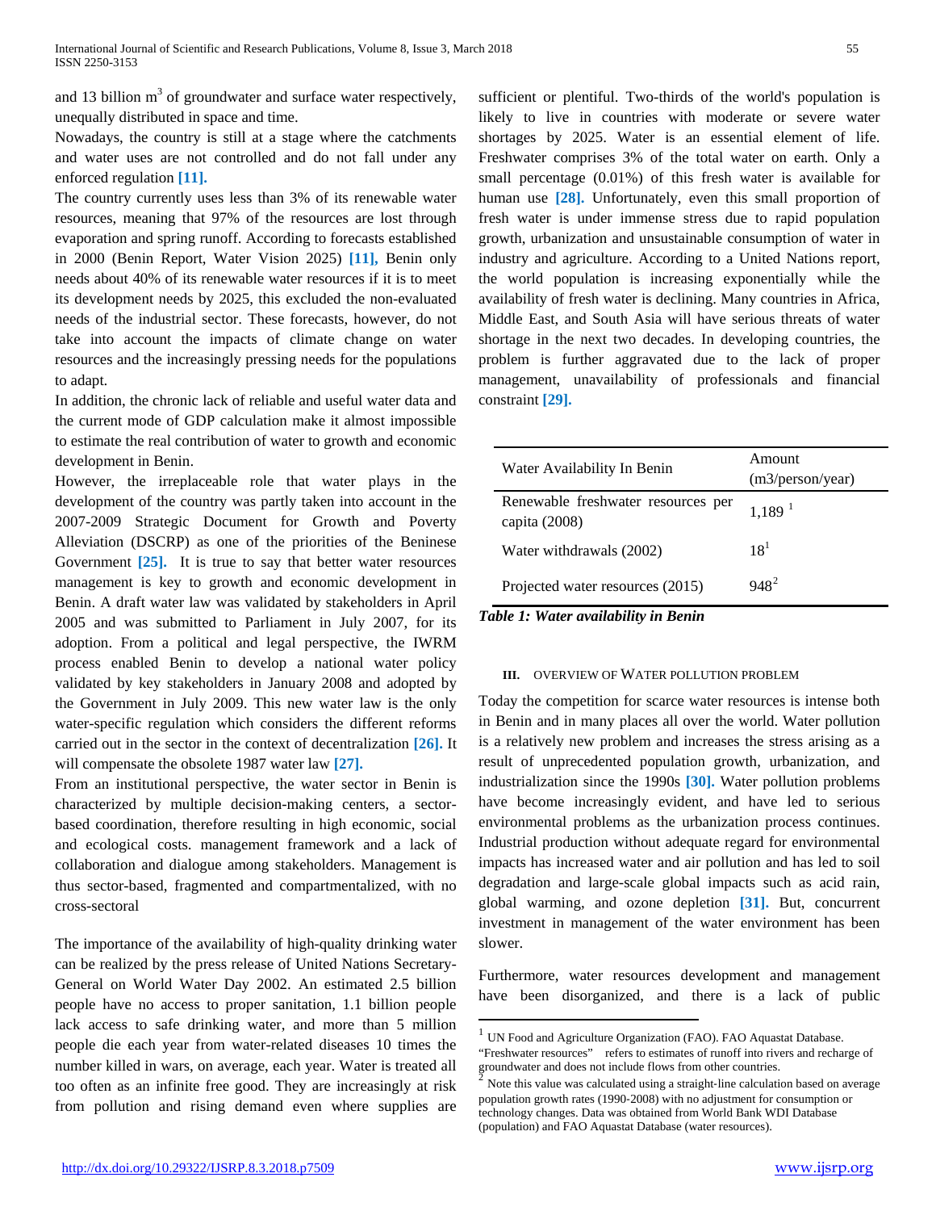and 13 billion m$^3$ of groundwater and surface water respectively, unequally distributed in space and time.

Nowadays, the country is still at a stage where the catchments and water uses are not controlled and do not fall under any enforced regulation [11].

The country currently uses less than 3% of its renewable water resources, meaning that 97% of the resources are lost through evaporation and spring runoff. According to forecasts established in 2000 (Benin Report, Water Vision 2025) [11], Benin only needs about 40% of its renewable water resources if it is to meet its development needs by 2025, this excluded the non-evaluated needs of the industrial sector. These forecasts, however, do not take into account the impacts of climate change on water resources and the increasingly pressing needs for the populations to adapt.

In addition, the chronic lack of reliable and useful water data and the current mode of GDP calculation make it almost impossible to estimate the real contribution of water to growth and economic development in Benin.

However, the irreplaceable role that water plays in the development of the country was partly taken into account in the 2007-2009 Strategic Document for Growth and Poverty Alleviation (DSCRP) as one of the priorities of the Beninese Government [25]. It is true to say that better water resources management is key to growth and economic development in Benin. A draft water law was validated by stakeholders in April 2005 and was submitted to Parliament in July 2007, for its adoption. From a political and legal perspective, the IWRM process enabled Benin to develop a national water policy validated by key stakeholders in January 2008 and adopted by the Government in July 2009. This new water law is the only water-specific regulation which considers the different reforms carried out in the sector in the context of decentralization [26]. It will compensate the obsolete 1987 water law [27].

From an institutional perspective, the water sector in Benin is characterized by multiple decision-making centers, a sector-based coordination, therefore resulting in high economic, social and ecological costs. management framework and a lack of collaboration and dialogue among stakeholders. Management is thus sector-based, fragmented and compartmentalized, with no cross-sectoral

The importance of the availability of high-quality drinking water can be realized by the press release of United Nations Secretary-General on World Water Day 2002. An estimated 2.5 billion people have no access to proper sanitation, 1.1 billion people lack access to safe drinking water, and more than 5 million people die each year from water-related diseases 10 times the number killed in wars, on average, each year. Water is treated all too often as an infinite free good. They are increasingly at risk from pollution and rising demand even where supplies are sufficient or plentiful. Two-thirds of the world's population is likely to live in countries with moderate or severe water shortages by 2025. Water is an essential element of life. Freshwater comprises 3% of the total water on earth. Only a small percentage (0.01%) of this fresh water is available for human use [28]. Unfortunately, even this small proportion of fresh water is under immense stress due to rapid population growth, urbanization and unsustainable consumption of water in industry and agriculture. According to a United Nations report, the world population is increasing exponentially while the availability of fresh water is declining. Many countries in Africa, Middle East, and South Asia will have serious threats of water shortage in the next two decades. In developing countries, the problem is further aggravated due to the lack of proper management, unavailability of professionals and financial constraint [29].

| Water Availability In Benin | Amount (m3/person/year) |
|---|---|
| Renewable freshwater resources per capita (2008) | 1,189 [1] |
| Water withdrawals (2002) | 18[1] |
| Projected water resources (2015) | 948[2] |

***Table 1: Water availability in Benin***

## III. Overview of Water Pollution Problem

Today the competition for scarce water resources is intense both in Benin and in many places all over the world. Water pollution is a relatively new problem and increases the stress arising as a result of unprecedented population growth, urbanization, and industrialization since the 1990s [30]. Water pollution problems have become increasingly evident, and have led to serious environmental problems as the urbanization process continues. Industrial production without adequate regard for environmental impacts has increased water and air pollution and has led to soil degradation and large-scale global impacts such as acid rain, global warming, and ozone depletion [31]. But, concurrent investment in management of the water environment has been slower.

Furthermore, water resources development and management have been disorganized, and there is a lack of public

---

[1] UN Food and Agriculture Organization (FAO). FAO Aquastat Database. "Freshwater resources" refers to estimates of runoff into rivers and recharge of groundwater and does not include flows from other countries.

[2] Note this value was calculated using a straight-line calculation based on average population growth rates (1990-2008) with no adjustment for consumption or technology changes. Data was obtained from World Bank WDI Database (population) and FAO Aquastat Database (water resources).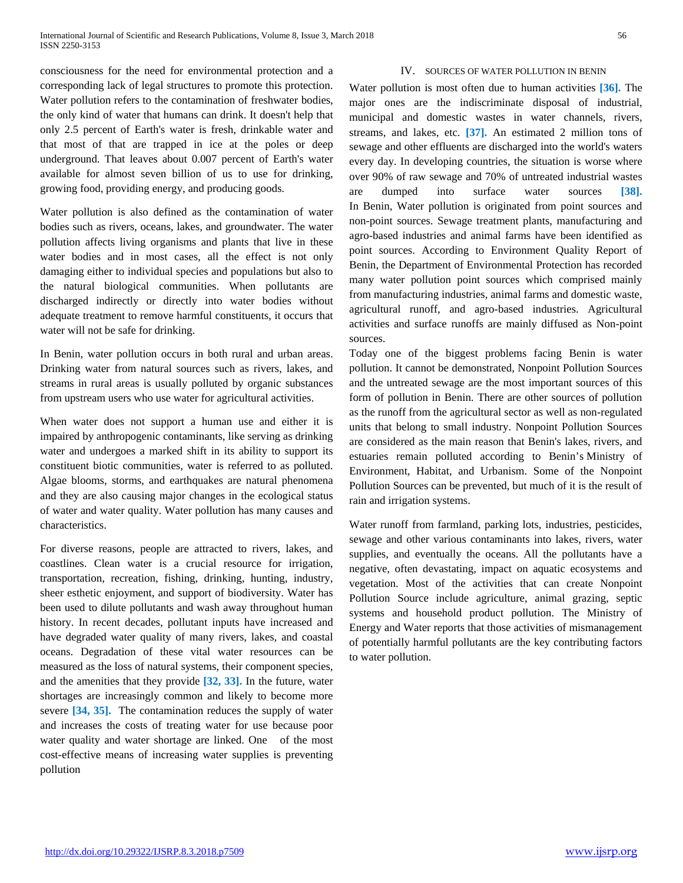consciousness for the need for environmental protection and a corresponding lack of legal structures to promote this protection. Water pollution refers to the contamination of freshwater bodies, the only kind of water that humans can drink. It doesn't help that only 2.5 percent of Earth's water is fresh, drinkable water and that most of that are trapped in ice at the poles or deep underground. That leaves about 0.007 percent of Earth's water available for almost seven billion of us to use for drinking, growing food, providing energy, and producing goods.

Water pollution is also defined as the contamination of water bodies such as rivers, oceans, lakes, and groundwater. The water pollution affects living organisms and plants that live in these water bodies and in most cases, all the effect is not only damaging either to individual species and populations but also to the natural biological communities. When pollutants are discharged indirectly or directly into water bodies without adequate treatment to remove harmful constituents, it occurs that water will not be safe for drinking.

In Benin, water pollution occurs in both rural and urban areas. Drinking water from natural sources such as rivers, lakes, and streams in rural areas is usually polluted by organic substances from upstream users who use water for agricultural activities.

When water does not support a human use and either it is impaired by anthropogenic contaminants, like serving as drinking water and undergoes a marked shift in its ability to support its constituent biotic communities, water is referred to as polluted. Algae blooms, storms, and earthquakes are natural phenomena and they are also causing major changes in the ecological status of water and water quality. Water pollution has many causes and characteristics.

For diverse reasons, people are attracted to rivers, lakes, and coastlines. Clean water is a crucial resource for irrigation, transportation, recreation, fishing, drinking, hunting, industry, sheer esthetic enjoyment, and support of biodiversity. Water has been used to dilute pollutants and wash away throughout human history. In recent decades, pollutant inputs have increased and have degraded water quality of many rivers, lakes, and coastal oceans. Degradation of these vital water resources can be measured as the loss of natural systems, their component species, and the amenities that they provide **[32, 33].** In the future, water shortages are increasingly common and likely to become more severe **[34, 35].** The contamination reduces the supply of water and increases the costs of treating water for use because poor water quality and water shortage are linked. One of the most cost-effective means of increasing water supplies is preventing pollution

## IV. SOURCES OF WATER POLLUTION IN BENIN

Water pollution is most often due to human activities **[36].** The major ones are the indiscriminate disposal of industrial, municipal and domestic wastes in water channels, rivers, streams, and lakes, etc. **[37].** An estimated 2 million tons of sewage and other effluents are discharged into the world's waters every day. In developing countries, the situation is worse where over 90% of raw sewage and 70% of untreated industrial wastes are dumped into surface water sources **[38].** In Benin, Water pollution is originated from point sources and non-point sources. Sewage treatment plants, manufacturing and agro-based industries and animal farms have been identified as point sources. According to Environment Quality Report of Benin, the Department of Environmental Protection has recorded many water pollution point sources which comprised mainly from manufacturing industries, animal farms and domestic waste, agricultural runoff, and agro-based industries. Agricultural activities and surface runoffs are mainly diffused as Non-point sources.

Today one of the biggest problems facing Benin is water pollution. It cannot be demonstrated, Nonpoint Pollution Sources and the untreated sewage are the most important sources of this form of pollution in Benin. There are other sources of pollution as the runoff from the agricultural sector as well as non-regulated units that belong to small industry. Nonpoint Pollution Sources are considered as the main reason that Benin's lakes, rivers, and estuaries remain polluted according to Benin's Ministry of Environment, Habitat, and Urbanism. Some of the Nonpoint Pollution Sources can be prevented, but much of it is the result of rain and irrigation systems.

Water runoff from farmland, parking lots, industries, pesticides, sewage and other various contaminants into lakes, rivers, water supplies, and eventually the oceans. All the pollutants have a negative, often devastating, impact on aquatic ecosystems and vegetation. Most of the activities that can create Nonpoint Pollution Source include agriculture, animal grazing, septic systems and household product pollution. The Ministry of Energy and Water reports that those activities of mismanagement of potentially harmful pollutants are the key contributing factors to water pollution.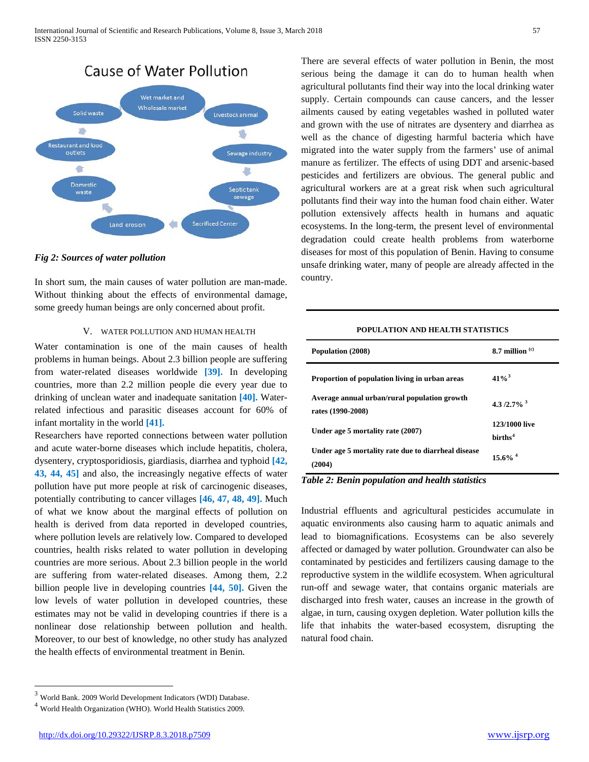Cause of Water Pollution

Wet market and Wholesale market → Livestock animal → Sewage industry → Septic tank sewage → Sacrificed Center → Land erosion → Domestic waste → Restaurant and food outlets → Solid waste

*Fig 2: Sources of water pollution*

In short sum, the main causes of water pollution are man-made. Without thinking about the effects of environmental damage, some greedy human beings are only concerned about profit.

## V. WATER POLLUTION AND HUMAN HEALTH

Water contamination is one of the main causes of health problems in human beings. About 2.3 billion people are suffering from water-related diseases worldwide [39]. In developing countries, more than 2.2 million people die every year due to drinking of unclean water and inadequate sanitation [40]. Water-related infectious and parasitic diseases account for 60% of infant mortality in the world [41].

Researchers have reported connections between water pollution and acute water-borne diseases which include hepatitis, cholera, dysentery, cryptosporidiosis, giardiasis, diarrhea and typhoid [42, 43, 44, 45] and also, the increasingly negative effects of water pollution have put more people at risk of carcinogenic diseases, potentially contributing to cancer villages [46, 47, 48, 49]. Much of what we know about the marginal effects of pollution on health is derived from data reported in developed countries, where pollution levels are relatively low. Compared to developed countries, health risks related to water pollution in developing countries are more serious. About 2.3 billion people in the world are suffering from water-related diseases. Among them, 2.2 billion people live in developing countries [44, 50]. Given the low levels of water pollution in developed countries, these estimates may not be valid in developing countries if there is a nonlinear dose relationship between pollution and health. Moreover, to our best of knowledge, no other study has analyzed the health effects of environmental treatment in Benin.

There are several effects of water pollution in Benin, the most serious being the damage it can do to human health when agricultural pollutants find their way into the local drinking water supply. Certain compounds can cause cancers, and the lesser ailments caused by eating vegetables washed in polluted water and grown with the use of nitrates are dysentery and diarrhea as well as the chance of digesting harmful bacteria which have migrated into the water supply from the farmers' use of animal manure as fertilizer. The effects of using DDT and arsenic-based pesticides and fertilizers are obvious. The general public and agricultural workers are at a great risk when such agricultural pollutants find their way into the human food chain either. Water pollution extensively affects health in humans and aquatic ecosystems. In the long-term, the present level of environmental degradation could create health problems from waterborne diseases for most of this population of Benin. Having to consume unsafe drinking water, many of people are already affected in the country.

**POPULATION AND HEALTH STATISTICS**

| **Population (2008)** | **8.7 million** [(c)] |
|---|---|
| **Proportion of population living in urban areas** | **41%** [3] |
| **Average annual urban/rural population growth rates (1990-2008)** | **4.3 /2.7%** [3] |
| **Under age 5 mortality rate (2007)** | **123/1000 live births** [4] |
| **Under age 5 mortality rate due to diarrheal disease (2004)** | **15.6%** [4] |

*Table 2: Benin population and health statistics*

Industrial effluents and agricultural pesticides accumulate in aquatic environments also causing harm to aquatic animals and lead to biomagnifications. Ecosystems can be also severely affected or damaged by water pollution. Groundwater can also be contaminated by pesticides and fertilizers causing damage to the reproductive system in the wildlife ecosystem. When agricultural run-off and sewage water, that contains organic materials are discharged into fresh water, causes an increase in the growth of algae, in turn, causing oxygen depletion. Water pollution kills the life that inhabits the water-based ecosystem, disrupting the natural food chain.

[3] World Bank. 2009 World Development Indicators (WDI) Database.

[4] World Health Organization (WHO). World Health Statistics 2009.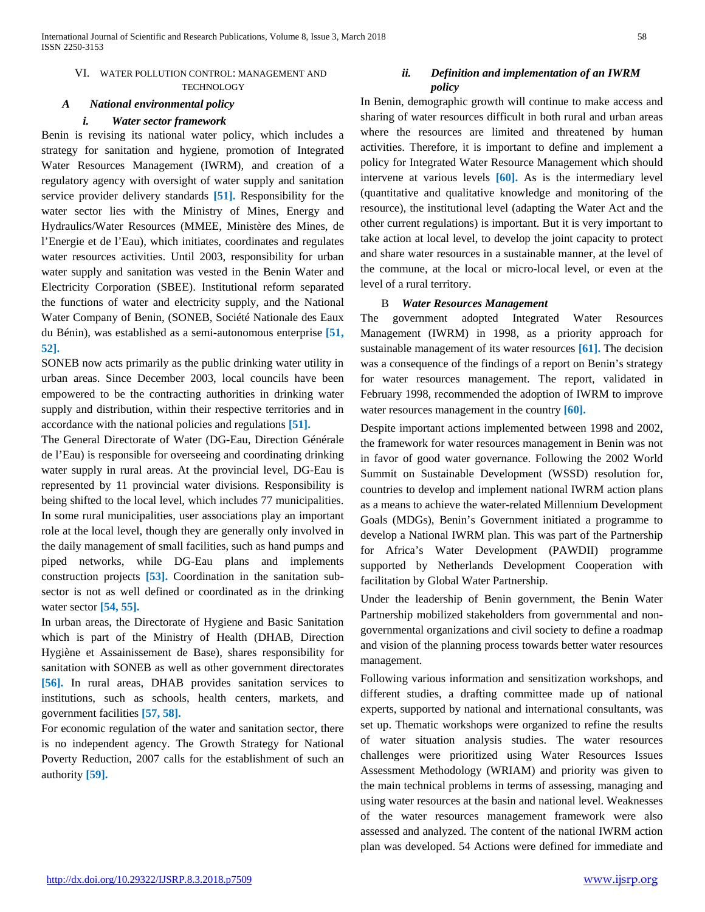## VI. Water Pollution Control: Management and Technology

### *A National environmental policy*

#### *i. Water sector framework*

Benin is revising its national water policy, which includes a strategy for sanitation and hygiene, promotion of Integrated Water Resources Management (IWRM), and creation of a regulatory agency with oversight of water supply and sanitation service provider delivery standards **[51].** Responsibility for the water sector lies with the Ministry of Mines, Energy and Hydraulics/Water Resources (MMEE, Ministère des Mines, de l'Energie et de l'Eau), which initiates, coordinates and regulates water resources activities. Until 2003, responsibility for urban water supply and sanitation was vested in the Benin Water and Electricity Corporation (SBEE). Institutional reform separated the functions of water and electricity supply, and the National Water Company of Benin, (SONEB, Société Nationale des Eaux du Bénin), was established as a semi-autonomous enterprise **[51, 52].**

SONEB now acts primarily as the public drinking water utility in urban areas. Since December 2003, local councils have been empowered to be the contracting authorities in drinking water supply and distribution, within their respective territories and in accordance with the national policies and regulations **[51].**

The General Directorate of Water (DG-Eau, Direction Générale de l'Eau) is responsible for overseeing and coordinating drinking water supply in rural areas. At the provincial level, DG-Eau is represented by 11 provincial water divisions. Responsibility is being shifted to the local level, which includes 77 municipalities. In some rural municipalities, user associations play an important role at the local level, though they are generally only involved in the daily management of small facilities, such as hand pumps and piped networks, while DG-Eau plans and implements construction projects **[53].** Coordination in the sanitation sub-sector is not as well defined or coordinated as in the drinking water sector **[54, 55].**

In urban areas, the Directorate of Hygiene and Basic Sanitation which is part of the Ministry of Health (DHAB, Direction Hygiène et Assainissement de Base), shares responsibility for sanitation with SONEB as well as other government directorates **[56].** In rural areas, DHAB provides sanitation services to institutions, such as schools, health centers, markets, and government facilities **[57, 58].**

For economic regulation of the water and sanitation sector, there is no independent agency. The Growth Strategy for National Poverty Reduction, 2007 calls for the establishment of such an authority **[59].**

#### *ii. Definition and implementation of an IWRM policy*

In Benin, demographic growth will continue to make access and sharing of water resources difficult in both rural and urban areas where the resources are limited and threatened by human activities. Therefore, it is important to define and implement a policy for Integrated Water Resource Management which should intervene at various levels **[60].** As is the intermediary level (quantitative and qualitative knowledge and monitoring of the resource), the institutional level (adapting the Water Act and the other current regulations) is important. But it is very important to take action at local level, to develop the joint capacity to protect and share water resources in a sustainable manner, at the level of the commune, at the local or micro-local level, or even at the level of a rural territory.

### B *Water Resources Management*

The government adopted Integrated Water Resources Management (IWRM) in 1998, as a priority approach for sustainable management of its water resources **[61].** The decision was a consequence of the findings of a report on Benin's strategy for water resources management. The report, validated in February 1998, recommended the adoption of IWRM to improve water resources management in the country **[60].**

Despite important actions implemented between 1998 and 2002, the framework for water resources management in Benin was not in favor of good water governance. Following the 2002 World Summit on Sustainable Development (WSSD) resolution for, countries to develop and implement national IWRM action plans as a means to achieve the water-related Millennium Development Goals (MDGs), Benin's Government initiated a programme to develop a National IWRM plan. This was part of the Partnership for Africa's Water Development (PAWDII) programme supported by Netherlands Development Cooperation with facilitation by Global Water Partnership.

Under the leadership of Benin government, the Benin Water Partnership mobilized stakeholders from governmental and non-governmental organizations and civil society to define a roadmap and vision of the planning process towards better water resources management.

Following various information and sensitization workshops, and different studies, a drafting committee made up of national experts, supported by national and international consultants, was set up. Thematic workshops were organized to refine the results of water situation analysis studies. The water resources challenges were prioritized using Water Resources Issues Assessment Methodology (WRIAM) and priority was given to the main technical problems in terms of assessing, managing and using water resources at the basin and national level. Weaknesses of the water resources management framework were also assessed and analyzed. The content of the national IWRM action plan was developed. 54 Actions were defined for immediate and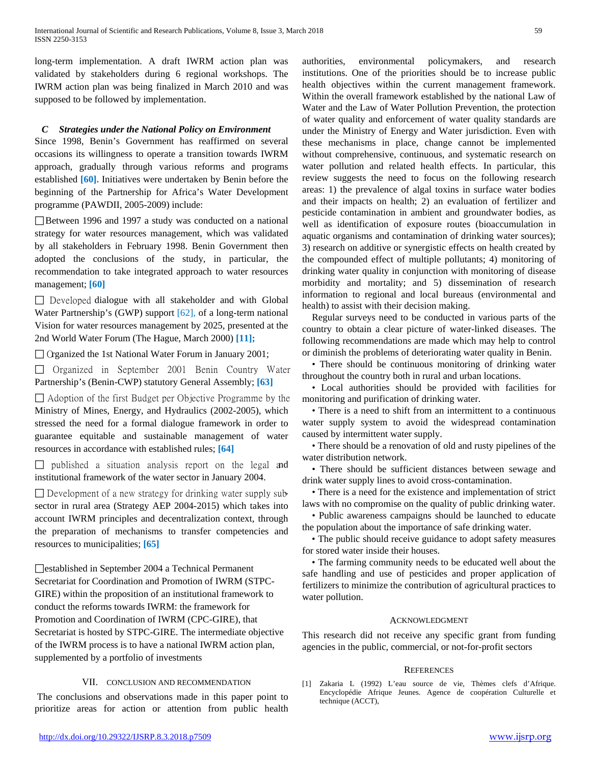long-term implementation. A draft IWRM action plan was validated by stakeholders during 6 regional workshops. The IWRM action plan was being finalized in March 2010 and was supposed to be followed by implementation.

### *C Strategies under the National Policy on Environment*

Since 1998, Benin's Government has reaffirmed on several occasions its willingness to operate a transition towards IWRM approach, gradually through various reforms and programs established **[60].** Initiatives were undertaken by Benin before the beginning of the Partnership for Africa's Water Development programme (PAWDII, 2005-2009) include:

- Between 1996 and 1997 a study was conducted on a national strategy for water resources management, which was validated by all stakeholders in February 1998. Benin Government then adopted the conclusions of the study, in particular, the recommendation to take integrated approach to water resources management; **[60]**
- Developed dialogue with all stakeholder and with Global Water Partnership's (GWP) support [62], of a long-term national Vision for water resources management by 2025, presented at the 2nd World Water Forum (The Hague, March 2000) **[11];**
- Organized the 1st National Water Forum in January 2001;
- Organized in September 2001 Benin Country Water Partnership's (Benin-CWP) statutory General Assembly; **[63]**
- Adoption of the first Budget per Objective Programme by the Ministry of Mines, Energy, and Hydraulics (2002-2005), which stressed the need for a formal dialogue framework in order to guarantee equitable and sustainable management of water resources in accordance with established rules; **[64]**
- published a situation analysis report on the legal and institutional framework of the water sector in January 2004.
- Development of a new strategy for drinking water supply sub-sector in rural area (Strategy AEP 2004-2015) which takes into account IWRM principles and decentralization context, through the preparation of mechanisms to transfer competencies and resources to municipalities; **[65]**
- established in September 2004 a Technical Permanent Secretariat for Coordination and Promotion of IWRM (STPC-GIRE) within the proposition of an institutional framework to conduct the reforms towards IWRM: the framework for Promotion and Coordination of IWRM (CPC-GIRE), that Secretariat is hosted by STPC-GIRE. The intermediate objective of the IWRM process is to have a national IWRM action plan, supplemented by a portfolio of investments

## VII. Conclusion and Recommendation

The conclusions and observations made in this paper point to prioritize areas for action or attention from public health authorities, environmental policymakers, and research institutions. One of the priorities should be to increase public health objectives within the current management framework. Within the overall framework established by the national Law of Water and the Law of Water Pollution Prevention, the protection of water quality and enforcement of water quality standards are under the Ministry of Energy and Water jurisdiction. Even with these mechanisms in place, change cannot be implemented without comprehensive, continuous, and systematic research on water pollution and related health effects. In particular, this review suggests the need to focus on the following research areas: 1) the prevalence of algal toxins in surface water bodies and their impacts on health; 2) an evaluation of fertilizer and pesticide contamination in ambient and groundwater bodies, as well as identification of exposure routes (bioaccumulation in aquatic organisms and contamination of drinking water sources); 3) research on additive or synergistic effects on health created by the compounded effect of multiple pollutants; 4) monitoring of drinking water quality in conjunction with monitoring of disease morbidity and mortality; and 5) dissemination of research information to regional and local bureaus (environmental and health) to assist with their decision making.

Regular surveys need to be conducted in various parts of the country to obtain a clear picture of water-linked diseases. The following recommendations are made which may help to control or diminish the problems of deteriorating water quality in Benin.

- There should be continuous monitoring of drinking water throughout the country both in rural and urban locations.
- Local authorities should be provided with facilities for monitoring and purification of drinking water.
- There is a need to shift from an intermittent to a continuous water supply system to avoid the widespread contamination caused by intermittent water supply.
- There should be a renovation of old and rusty pipelines of the water distribution network.
- There should be sufficient distances between sewage and drink water supply lines to avoid cross-contamination.
- There is a need for the existence and implementation of strict laws with no compromise on the quality of public drinking water.
- Public awareness campaigns should be launched to educate the population about the importance of safe drinking water.
- The public should receive guidance to adopt safety measures for stored water inside their houses.
- The farming community needs to be educated well about the safe handling and use of pesticides and proper application of fertilizers to minimize the contribution of agricultural practices to water pollution.

## Acknowledgment

This research did not receive any specific grant from funding agencies in the public, commercial, or not-for-profit sectors

## References

[1] Zakaria L (1992) L'eau source de vie, Thèmes clefs d'Afrique. Encyclopédie Afrique Jeunes. Agence de coopération Culturelle et technique (ACCT),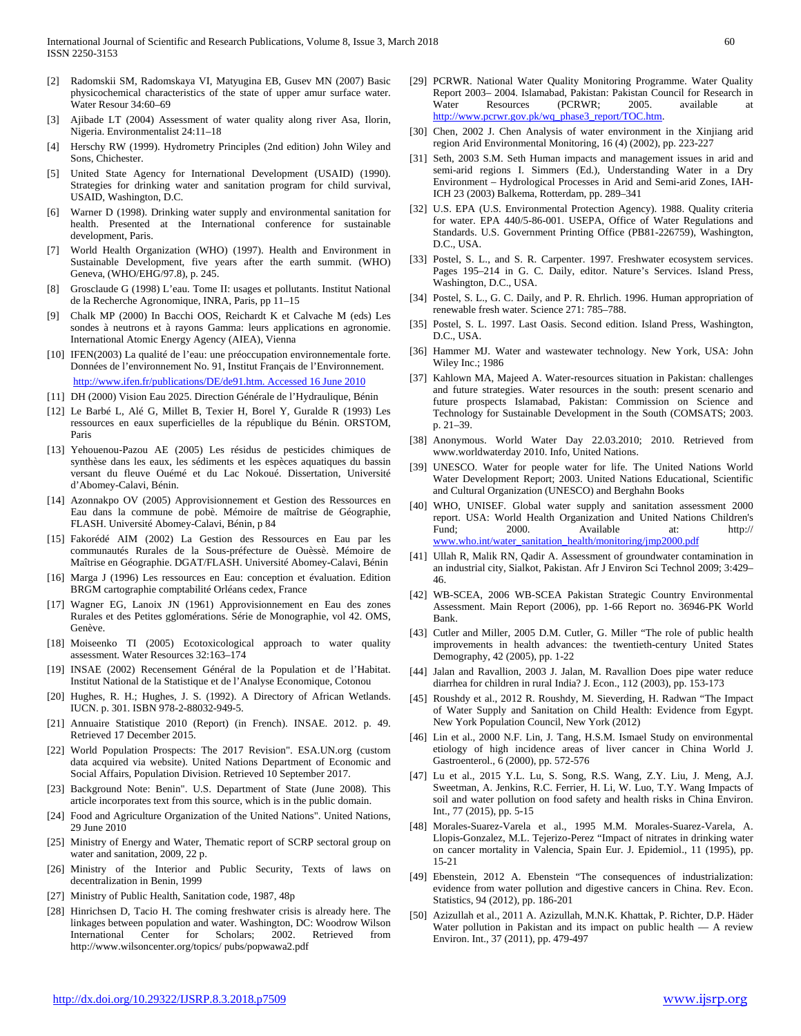[2] Radomskii SM, Radomskaya VI, Matyugina EB, Gusev MN (2007) Basic physicochemical characteristics of the state of upper amur surface water. Water Resour 34:60–69

[3] Ajibade LT (2004) Assessment of water quality along river Asa, Ilorin, Nigeria. Environmentalist 24:11–18

[4] Herschy RW (1999). Hydrometry Principles (2nd edition) John Wiley and Sons, Chichester.

[5] United State Agency for International Development (USAID) (1990). Strategies for drinking water and sanitation program for child survival, USAID, Washington, D.C.

[6] Warner D (1998). Drinking water supply and environmental sanitation for health. Presented at the International conference for sustainable development, Paris.

[7] World Health Organization (WHO) (1997). Health and Environment in Sustainable Development, five years after the earth summit. (WHO) Geneva, (WHO/EHG/97.8), p. 245.

[8] Grosclaude G (1998) L'eau. Tome II: usages et pollutants. Institut National de la Recherche Agronomique, INRA, Paris, pp 11–15

[9] Chalk MP (2000) In Bacchi OOS, Reichardt K et Calvache M (eds) Les sondes à neutrons et à rayons Gamma: leurs applications en agronomie. International Atomic Energy Agency (AIEA), Vienna

[10] IFEN(2003) La qualité de l'eau: une préoccupation environnementale forte. Données de l'environnement No. 91, Institut Français de l'Environnement. http://www.ifen.fr/publications/DE/de91.htm. Accessed 16 June 2010

[11] DH (2000) Vision Eau 2025. Direction Générale de l'Hydraulique, Bénin

[12] Le Barbé L, Alé G, Millet B, Texier H, Borel Y, Guralde R (1993) Les ressources en eaux superficielles de la république du Bénin. ORSTOM, Paris

[13] Yehouenou-Pazou AE (2005) Les résidus de pesticides chimiques de synthèse dans les eaux, les sédiments et les espèces aquatiques du bassin versant du fleuve Ouémé et du Lac Nokoué. Dissertation, Université d'Abomey-Calavi, Bénin.

[14] Azonnakpo OV (2005) Approvisionnement et Gestion des Ressources en Eau dans la commune de pobè. Mémoire de maîtrise de Géographie, FLASH. Université Abomey-Calavi, Bénin, p 84

[15] Fakorédé AIM (2002) La Gestion des Ressources en Eau par les communautés Rurales de la Sous-préfecture de Ouèssè. Mémoire de Maîtrise en Géographie. DGAT/FLASH. Université Abomey-Calavi, Bénin

[16] Marga J (1996) Les ressources en Eau: conception et évaluation. Edition BRGM cartographie comptabilité Orléans cedex, France

[17] Wagner EG, Lanoix JN (1961) Approvisionnement en Eau des zones Rurales et des Petites gglomérations. Série de Monographie, vol 42. OMS, Genève.

[18] Moiseenko TI (2005) Ecotoxicological approach to water quality assessment. Water Resources 32:163–174

[19] INSAE (2002) Recensement Général de la Population et de l'Habitat. Institut National de la Statistique et de l'Analyse Economique, Cotonou

[20] Hughes, R. H.; Hughes, J. S. (1992). A Directory of African Wetlands. IUCN. p. 301. ISBN 978-2-88032-949-5.

[21] Annuaire Statistique 2010 (Report) (in French). INSAE. 2012. p. 49. Retrieved 17 December 2015.

[22] World Population Prospects: The 2017 Revision". ESA.UN.org (custom data acquired via website). United Nations Department of Economic and Social Affairs, Population Division. Retrieved 10 September 2017.

[23] Background Note: Benin". U.S. Department of State (June 2008). This article incorporates text from this source, which is in the public domain.

[24] Food and Agriculture Organization of the United Nations". United Nations, 29 June 2010

[25] Ministry of Energy and Water, Thematic report of SCRP sectoral group on water and sanitation, 2009, 22 p.

[26] Ministry of the Interior and Public Security, Texts of laws on decentralization in Benin, 1999

[27] Ministry of Public Health, Sanitation code, 1987, 48p

[28] Hinrichsen D, Tacio H. The coming freshwater crisis is already here. The linkages between population and water. Washington, DC: Woodrow Wilson International Center for Scholars; 2002. Retrieved from http://www.wilsoncenter.org/topics/ pubs/popwawa2.pdf

[29] PCRWR. National Water Quality Monitoring Programme. Water Quality Report 2003– 2004. Islamabad, Pakistan: Pakistan Council for Research in Water Resources (PCRWR; 2005. available at http://www.pcrwr.gov.pk/wq_phase3_report/TOC.htm.

[30] Chen, 2002 J. Chen Analysis of water environment in the Xinjiang arid region Arid Environmental Monitoring, 16 (4) (2002), pp. 223-227

[31] Seth, 2003 S.M. Seth Human impacts and management issues in arid and semi-arid regions I. Simmers (Ed.), Understanding Water in a Dry Environment – Hydrological Processes in Arid and Semi-arid Zones, IAH-ICH 23 (2003) Balkema, Rotterdam, pp. 289–341

[32] U.S. EPA (U.S. Environmental Protection Agency). 1988. Quality criteria for water. EPA 440/5-86-001. USEPA, Office of Water Regulations and Standards. U.S. Government Printing Office (PB81-226759), Washington, D.C., USA.

[33] Postel, S. L., and S. R. Carpenter. 1997. Freshwater ecosystem services. Pages 195–214 in G. C. Daily, editor. Nature's Services. Island Press, Washington, D.C., USA.

[34] Postel, S. L., G. C. Daily, and P. R. Ehrlich. 1996. Human appropriation of renewable fresh water. Science 271: 785–788.

[35] Postel, S. L. 1997. Last Oasis. Second edition. Island Press, Washington, D.C., USA.

[36] Hammer MJ. Water and wastewater technology. New York, USA: John Wiley Inc.; 1986

[37] Kahlown MA, Majeed A. Water-resources situation in Pakistan: challenges and future strategies. Water resources in the south: present scenario and future prospects Islamabad, Pakistan: Commission on Science and Technology for Sustainable Development in the South (COMSATS; 2003. p. 21–39.

[38] Anonymous. World Water Day 22.03.2010; 2010. Retrieved from www.worldwaterday 2010. Info, United Nations.

[39] UNESCO. Water for people water for life. The United Nations World Water Development Report; 2003. United Nations Educational, Scientific and Cultural Organization (UNESCO) and Berghahn Books

[40] WHO, UNISEF. Global water supply and sanitation assessment 2000 report. USA: World Health Organization and United Nations Children's Fund; 2000. Available at: http:// www.who.int/water_sanitation_health/monitoring/jmp2000.pdf

[41] Ullah R, Malik RN, Qadir A. Assessment of groundwater contamination in an industrial city, Sialkot, Pakistan. Afr J Environ Sci Technol 2009; 3:429–46.

[42] WB-SCEA, 2006 WB-SCEA Pakistan Strategic Country Environmental Assessment. Main Report (2006), pp. 1-66 Report no. 36946-PK World Bank.

[43] Cutler and Miller, 2005 D.M. Cutler, G. Miller "The role of public health improvements in health advances: the twentieth-century United States Demography, 42 (2005), pp. 1-22

[44] Jalan and Ravallion, 2003 J. Jalan, M. Ravallion Does pipe water reduce diarrhea for children in rural India? J. Econ., 112 (2003), pp. 153-173

[45] Roushdy et al., 2012 R. Roushdy, M. Sieverding, H. Radwan "The Impact of Water Supply and Sanitation on Child Health: Evidence from Egypt. New York Population Council, New York (2012)

[46] Lin et al., 2000 N.F. Lin, J. Tang, H.S.M. Ismael Study on environmental etiology of high incidence areas of liver cancer in China World J. Gastroenterol., 6 (2000), pp. 572-576

[47] Lu et al., 2015 Y.L. Lu, S. Song, R.S. Wang, Z.Y. Liu, J. Meng, A.J. Sweetman, A. Jenkins, R.C. Ferrier, H. Li, W. Luo, T.Y. Wang Impacts of soil and water pollution on food safety and health risks in China Environ. Int., 77 (2015), pp. 5-15

[48] Morales-Suarez-Varela et al., 1995 M.M. Morales-Suarez-Varela, A. Llopis-Gonzalez, M.L. Tejerizo-Perez "Impact of nitrates in drinking water on cancer mortality in Valencia, Spain Eur. J. Epidemiol., 11 (1995), pp. 15-21

[49] Ebenstein, 2012 A. Ebenstein "The consequences of industrialization: evidence from water pollution and digestive cancers in China. Rev. Econ. Statistics, 94 (2012), pp. 186-201

[50] Azizullah et al., 2011 A. Azizullah, M.N.K. Khattak, P. Richter, D.P. Häder Water pollution in Pakistan and its impact on public health — A review Environ. Int., 37 (2011), pp. 479-497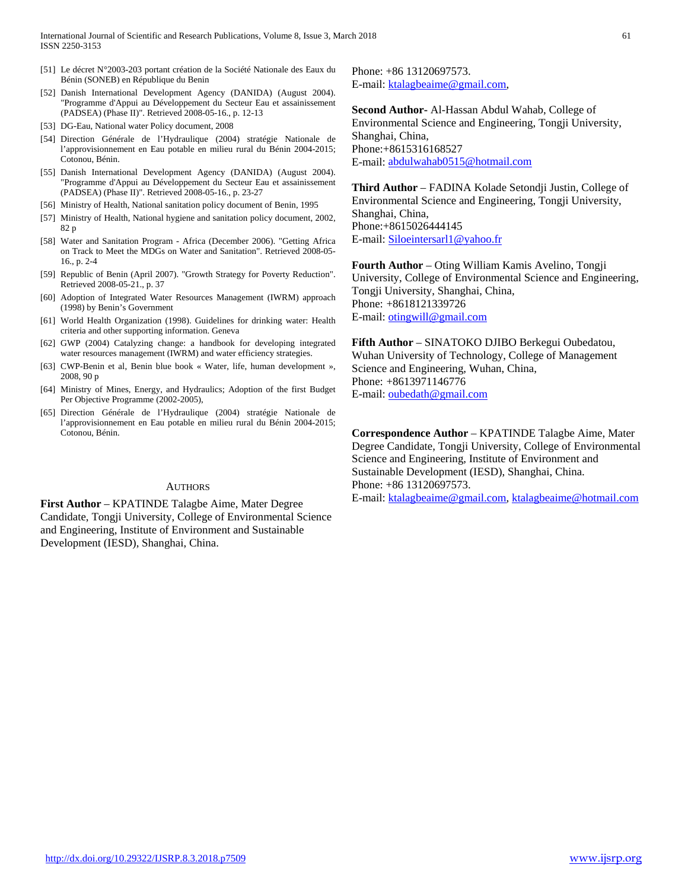[51] Le décret N°2003-203 portant création de la Société Nationale des Eaux du Bénin (SONEB) en République du Benin

[52] Danish International Development Agency (DANIDA) (August 2004). "Programme d'Appui au Développement du Secteur Eau et assainissement (PADSEA) (Phase II)". Retrieved 2008-05-16., p. 12-13

[53] DG-Eau, National water Policy document, 2008

[54] Direction Générale de l'Hydraulique (2004) stratégie Nationale de l'approvisionnement en Eau potable en milieu rural du Bénin 2004-2015; Cotonou, Bénin.

[55] Danish International Development Agency (DANIDA) (August 2004). "Programme d'Appui au Développement du Secteur Eau et assainissement (PADSEA) (Phase II)". Retrieved 2008-05-16., p. 23-27

[56] Ministry of Health, National sanitation policy document of Benin, 1995

[57] Ministry of Health, National hygiene and sanitation policy document, 2002, 82 p

[58] Water and Sanitation Program - Africa (December 2006). "Getting Africa on Track to Meet the MDGs on Water and Sanitation". Retrieved 2008-05-16., p. 2-4

[59] Republic of Benin (April 2007). "Growth Strategy for Poverty Reduction". Retrieved 2008-05-21., p. 37

[60] Adoption of Integrated Water Resources Management (IWRM) approach (1998) by Benin's Government

[61] World Health Organization (1998). Guidelines for drinking water: Health criteria and other supporting information. Geneva

[62] GWP (2004) Catalyzing change: a handbook for developing integrated water resources management (IWRM) and water efficiency strategies.

[63] CWP-Benin et al, Benin blue book « Water, life, human development », 2008, 90 p

[64] Ministry of Mines, Energy, and Hydraulics; Adoption of the first Budget Per Objective Programme (2002-2005),

[65] Direction Générale de l'Hydraulique (2004) stratégie Nationale de l'approvisionnement en Eau potable en milieu rural du Bénin 2004-2015; Cotonou, Bénin.

## AUTHORS

**First Author** – KPATINDE Talagbe Aime, Mater Degree Candidate, Tongji University, College of Environmental Science and Engineering, Institute of Environment and Sustainable Development (IESD), Shanghai, China.
Phone: +86 13120697573.
E-mail: ktalagbeaime@gmail.com,

**Second Author-** Al-Hassan Abdul Wahab, College of Environmental Science and Engineering, Tongji University, Shanghai, China,
Phone:+8615316168527
E-mail: abdulwahab0515@hotmail.com

**Third Author** – FADINA Kolade Setondji Justin, College of Environmental Science and Engineering, Tongji University, Shanghai, China,
Phone:+8615026444145
E-mail: Siloeintersarl1@yahoo.fr

**Fourth Author** – Oting William Kamis Avelino, Tongji University, College of Environmental Science and Engineering, Tongji University, Shanghai, China,
Phone: +8618121339726
E-mail: otingwill@gmail.com

**Fifth Author** – SINATOKO DJIBO Berkegui Oubedatou, Wuhan University of Technology, College of Management Science and Engineering, Wuhan, China,
Phone: +8613971146776
E-mail: oubedath@gmail.com

**Correspondence Author** – KPATINDE Talagbe Aime, Mater Degree Candidate, Tongji University, College of Environmental Science and Engineering, Institute of Environment and Sustainable Development (IESD), Shanghai, China.
Phone: +86 13120697573.
E-mail: ktalagbeaime@gmail.com, ktalagbeaime@hotmail.com